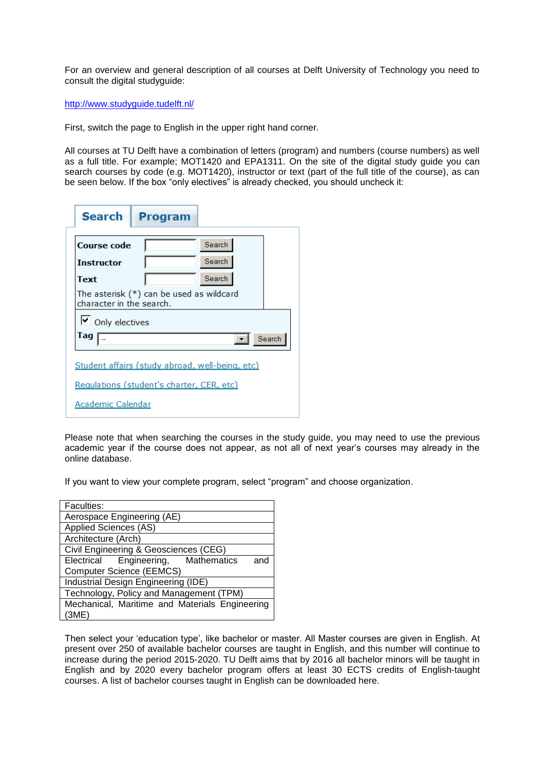For an overview and general description of all courses at Delft University of Technology you need to consult the digital studyguide:

http://www.studyguide.tudelft.nl/

First, switch the page to English in the upper right hand corner.

All courses at TU Delft have a combination of letters (program) and numbers (course numbers) as well as a full title. For example; MOT1420 and EPA1311. On the site of the digital study guide you can search courses by code (e.g. MOT1420), instructor or text (part of the full title of the course), as can be seen below. If the box “only electives” is already checked, you should uncheck it:

**Search** | **Program**

| | | |
|---|---|---|
| **Course code** | | Search |
| **Instructor** | | Search |
| **Text** | | Search |

The asterisk (*) can be used as wildcard character in the search.

☑ Only electives

**Tag** -- Search

Student affairs (study abroad, well-being, etc)

Regulations (student's charter, CER, etc)

Academic Calendar

Please note that when searching the courses in the study guide, you may need to use the previous academic year if the course does not appear, as not all of next year’s courses may already in the online database.

If you want to view your complete program, select “program” and choose organization.

| Faculties: |
|---|
| Aerospace Engineering (AE) |
| Applied Sciences (AS) |
| Architecture (Arch) |
| Civil Engineering & Geosciences (CEG) |
| Electrical Engineering, Mathematics and Computer Science (EEMCS) |
| Industrial Design Engineering (IDE) |
| Technology, Policy and Management (TPM) |
| Mechanical, Maritime and Materials Engineering (3ME) |

Then select your ‘education type’, like bachelor or master. All Master courses are given in English. At present over 250 of available bachelor courses are taught in English, and this number will continue to increase during the period 2015-2020. TU Delft aims that by 2016 all bachelor minors will be taught in English and by 2020 every bachelor program offers at least 30 ECTS credits of English-taught courses. A list of bachelor courses taught in English can be downloaded here.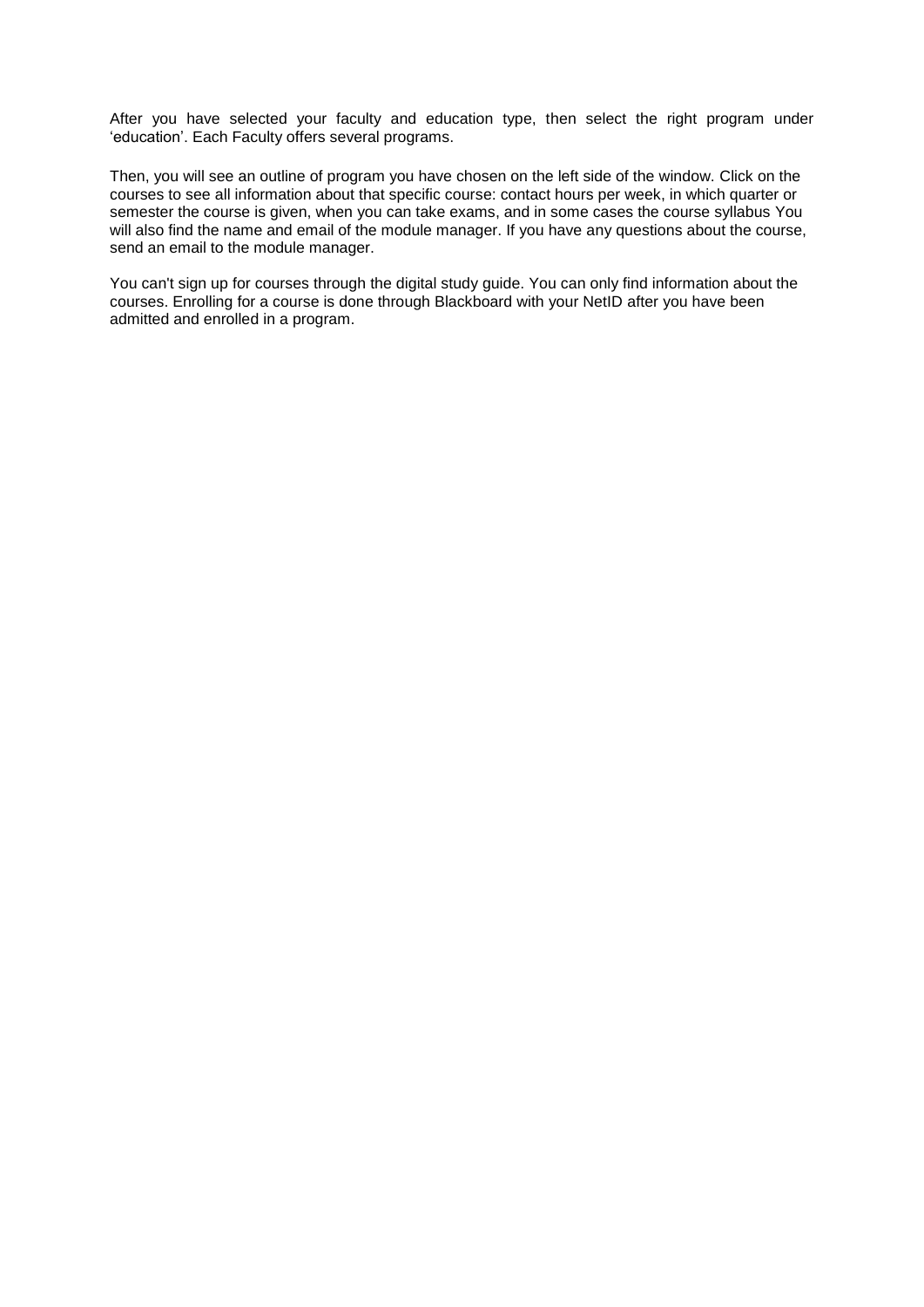After you have selected your faculty and education type, then select the right program under 'education'. Each Faculty offers several programs.

Then, you will see an outline of program you have chosen on the left side of the window. Click on the courses to see all information about that specific course: contact hours per week, in which quarter or semester the course is given, when you can take exams, and in some cases the course syllabus You will also find the name and email of the module manager. If you have any questions about the course, send an email to the module manager.

You can't sign up for courses through the digital study guide. You can only find information about the courses. Enrolling for a course is done through Blackboard with your NetID after you have been admitted and enrolled in a program.